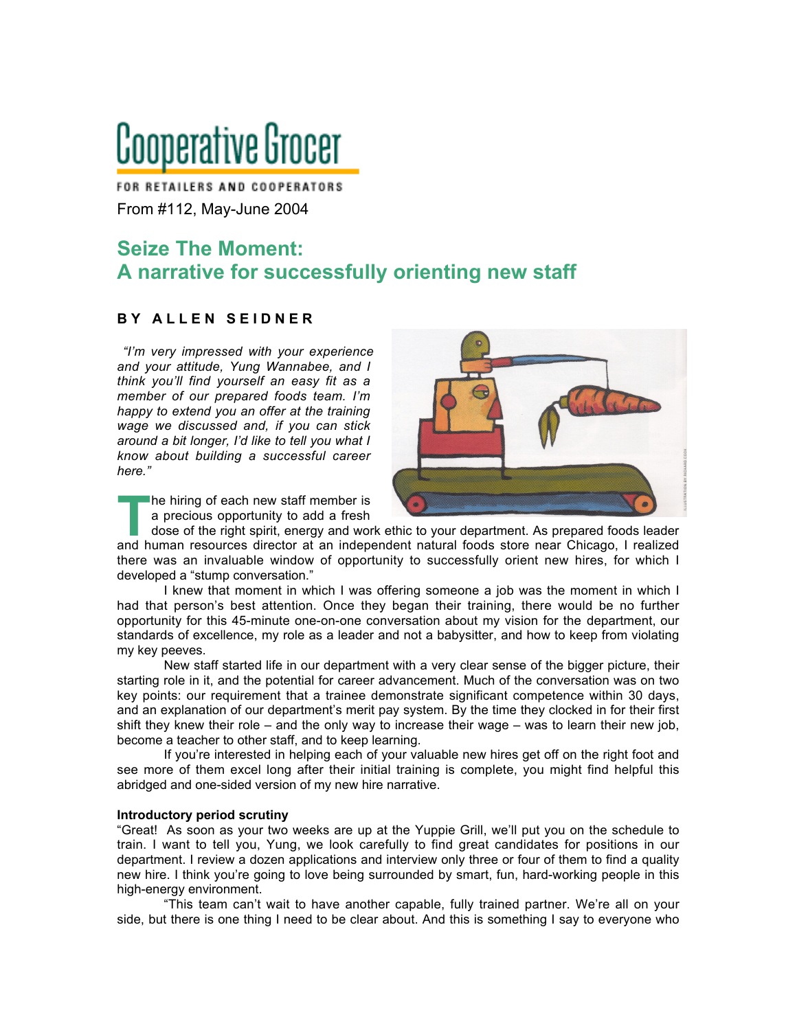# Cooperative Grocer

FOR RETAILERS AND COOPERATORS

From #112, May-June 2004

## Seize The Moment: A narrative for successfully orienting new staff

**BY ALLEN SEIDNER**

*"I'm very impressed with your experience and your attitude, Yung Wannabee, and I think you'll find yourself an easy fit as a member of our prepared foods team. I'm happy to extend you an offer at the training wage we discussed and, if you can stick around a bit longer, I'd like to tell you what I know about building a successful career here."*

The hiring of each new staff member is a precious opportunity to add a fresh dose of the right spirit, energy and work ethic to your department. As prepared foods leader and human resources director at an independent natural foods store near Chicago, I realized there was an invaluable window of opportunity to successfully orient new hires, for which I developed a "stump conversation."

I knew that moment in which I was offering someone a job was the moment in which I had that person's best attention. Once they began their training, there would be no further opportunity for this 45-minute one-on-one conversation about my vision for the department, our standards of excellence, my role as a leader and not a babysitter, and how to keep from violating my key peeves.

New staff started life in our department with a very clear sense of the bigger picture, their starting role in it, and the potential for career advancement. Much of the conversation was on two key points: our requirement that a trainee demonstrate significant competence within 30 days, and an explanation of our department's merit pay system. By the time they clocked in for their first shift they knew their role – and the only way to increase their wage – was to learn their new job, become a teacher to other staff, and to keep learning.

If you're interested in helping each of your valuable new hires get off on the right foot and see more of them excel long after their initial training is complete, you might find helpful this abridged and one-sided version of my new hire narrative.

**Introductory period scrutiny**

"Great! As soon as your two weeks are up at the Yuppie Grill, we'll put you on the schedule to train. I want to tell you, Yung, we look carefully to find great candidates for positions in our department. I review a dozen applications and interview only three or four of them to find a quality new hire. I think you're going to love being surrounded by smart, fun, hard-working people in this high-energy environment.

"This team can't wait to have another capable, fully trained partner. We're all on your side, but there is one thing I need to be clear about. And this is something I say to everyone who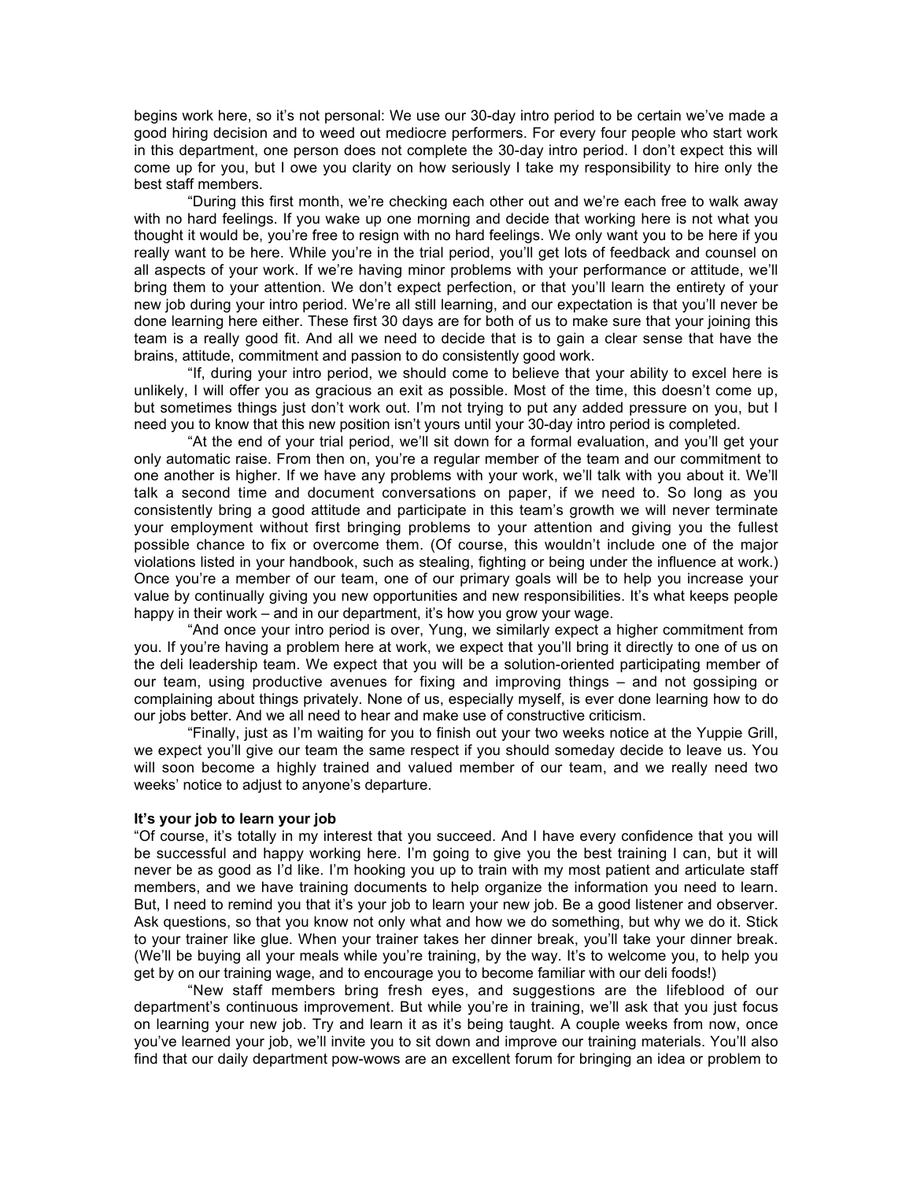begins work here, so it's not personal: We use our 30-day intro period to be certain we've made a good hiring decision and to weed out mediocre performers. For every four people who start work in this department, one person does not complete the 30-day intro period. I don't expect this will come up for you, but I owe you clarity on how seriously I take my responsibility to hire only the best staff members.

"During this first month, we're checking each other out and we're each free to walk away with no hard feelings. If you wake up one morning and decide that working here is not what you thought it would be, you're free to resign with no hard feelings. We only want you to be here if you really want to be here. While you're in the trial period, you'll get lots of feedback and counsel on all aspects of your work. If we're having minor problems with your performance or attitude, we'll bring them to your attention. We don't expect perfection, or that you'll learn the entirety of your new job during your intro period. We're all still learning, and our expectation is that you'll never be done learning here either. These first 30 days are for both of us to make sure that your joining this team is a really good fit. And all we need to decide that is to gain a clear sense that have the brains, attitude, commitment and passion to do consistently good work.

"If, during your intro period, we should come to believe that your ability to excel here is unlikely, I will offer you as gracious an exit as possible. Most of the time, this doesn't come up, but sometimes things just don't work out. I'm not trying to put any added pressure on you, but I need you to know that this new position isn't yours until your 30-day intro period is completed.

"At the end of your trial period, we'll sit down for a formal evaluation, and you'll get your only automatic raise. From then on, you're a regular member of the team and our commitment to one another is higher. If we have any problems with your work, we'll talk with you about it. We'll talk a second time and document conversations on paper, if we need to. So long as you consistently bring a good attitude and participate in this team's growth we will never terminate your employment without first bringing problems to your attention and giving you the fullest possible chance to fix or overcome them. (Of course, this wouldn't include one of the major violations listed in your handbook, such as stealing, fighting or being under the influence at work.) Once you're a member of our team, one of our primary goals will be to help you increase your value by continually giving you new opportunities and new responsibilities. It's what keeps people happy in their work – and in our department, it's how you grow your wage.

"And once your intro period is over, Yung, we similarly expect a higher commitment from you. If you're having a problem here at work, we expect that you'll bring it directly to one of us on the deli leadership team. We expect that you will be a solution-oriented participating member of our team, using productive avenues for fixing and improving things – and not gossiping or complaining about things privately. None of us, especially myself, is ever done learning how to do our jobs better. And we all need to hear and make use of constructive criticism.

"Finally, just as I'm waiting for you to finish out your two weeks notice at the Yuppie Grill, we expect you'll give our team the same respect if you should someday decide to leave us. You will soon become a highly trained and valued member of our team, and we really need two weeks' notice to adjust to anyone's departure.

**It's your job to learn your job**

"Of course, it's totally in my interest that you succeed. And I have every confidence that you will be successful and happy working here. I'm going to give you the best training I can, but it will never be as good as I'd like. I'm hooking you up to train with my most patient and articulate staff members, and we have training documents to help organize the information you need to learn. But, I need to remind you that it's your job to learn your new job. Be a good listener and observer. Ask questions, so that you know not only what and how we do something, but why we do it. Stick to your trainer like glue. When your trainer takes her dinner break, you'll take your dinner break. (We'll be buying all your meals while you're training, by the way. It's to welcome you, to help you get by on our training wage, and to encourage you to become familiar with our deli foods!)

"New staff members bring fresh eyes, and suggestions are the lifeblood of our department's continuous improvement. But while you're in training, we'll ask that you just focus on learning your new job. Try and learn it as it's being taught. A couple weeks from now, once you've learned your job, we'll invite you to sit down and improve our training materials. You'll also find that our daily department pow-wows are an excellent forum for bringing an idea or problem to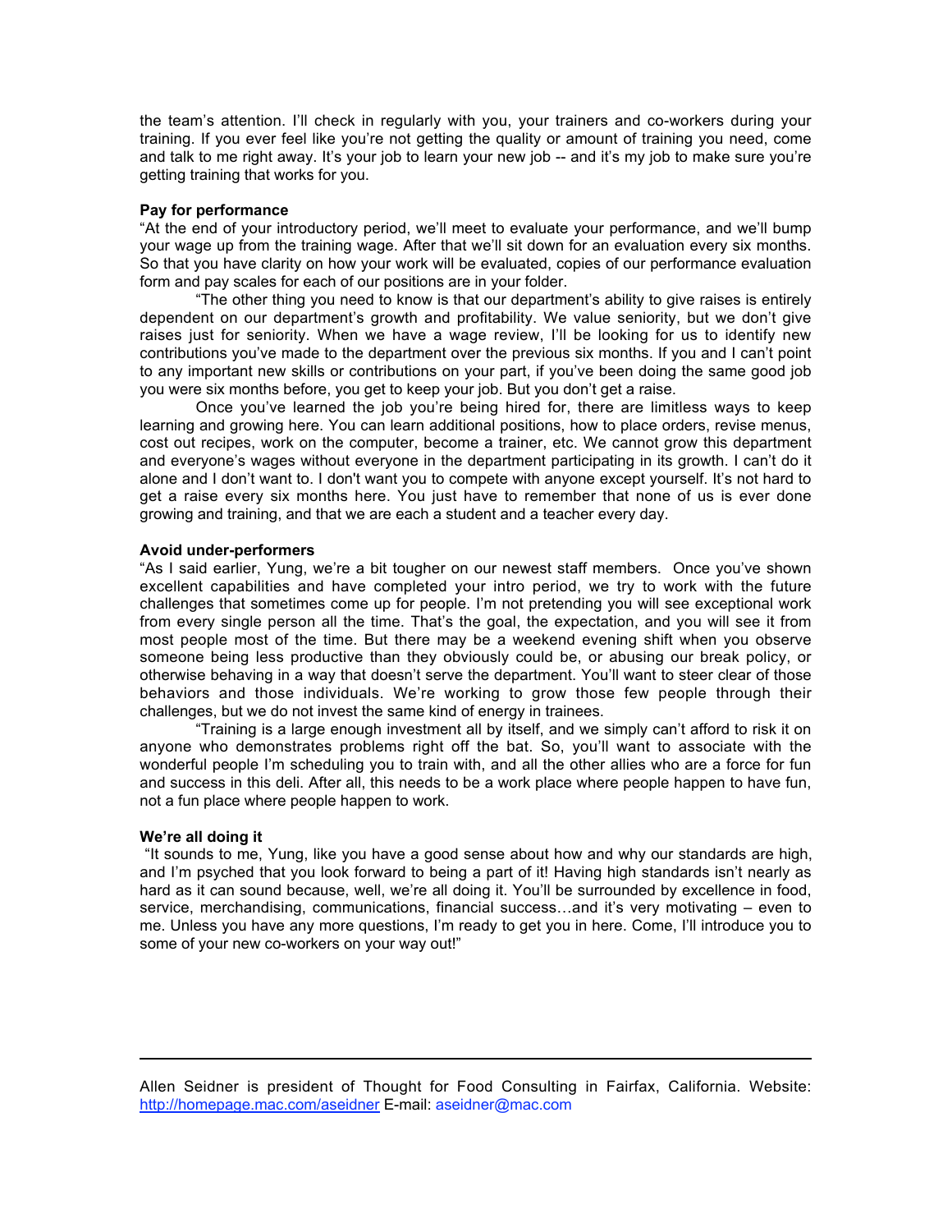the team's attention. I'll check in regularly with you, your trainers and co-workers during your training. If you ever feel like you're not getting the quality or amount of training you need, come and talk to me right away. It's your job to learn your new job -- and it's my job to make sure you're getting training that works for you.

**Pay for performance**

"At the end of your introductory period, we'll meet to evaluate your performance, and we'll bump your wage up from the training wage. After that we'll sit down for an evaluation every six months. So that you have clarity on how your work will be evaluated, copies of our performance evaluation form and pay scales for each of our positions are in your folder.

"The other thing you need to know is that our department's ability to give raises is entirely dependent on our department's growth and profitability. We value seniority, but we don't give raises just for seniority. When we have a wage review, I'll be looking for us to identify new contributions you've made to the department over the previous six months. If you and I can't point to any important new skills or contributions on your part, if you've been doing the same good job you were six months before, you get to keep your job. But you don't get a raise.

Once you've learned the job you're being hired for, there are limitless ways to keep learning and growing here. You can learn additional positions, how to place orders, revise menus, cost out recipes, work on the computer, become a trainer, etc. We cannot grow this department and everyone's wages without everyone in the department participating in its growth. I can't do it alone and I don't want to. I don't want you to compete with anyone except yourself. It's not hard to get a raise every six months here. You just have to remember that none of us is ever done growing and training, and that we are each a student and a teacher every day.

**Avoid under-performers**

"As I said earlier, Yung, we're a bit tougher on our newest staff members. Once you've shown excellent capabilities and have completed your intro period, we try to work with the future challenges that sometimes come up for people. I'm not pretending you will see exceptional work from every single person all the time. That's the goal, the expectation, and you will see it from most people most of the time. But there may be a weekend evening shift when you observe someone being less productive than they obviously could be, or abusing our break policy, or otherwise behaving in a way that doesn't serve the department. You'll want to steer clear of those behaviors and those individuals. We're working to grow those few people through their challenges, but we do not invest the same kind of energy in trainees.

"Training is a large enough investment all by itself, and we simply can't afford to risk it on anyone who demonstrates problems right off the bat. So, you'll want to associate with the wonderful people I'm scheduling you to train with, and all the other allies who are a force for fun and success in this deli. After all, this needs to be a work place where people happen to have fun, not a fun place where people happen to work.

**We're all doing it**

"It sounds to me, Yung, like you have a good sense about how and why our standards are high, and I'm psyched that you look forward to being a part of it! Having high standards isn't nearly as hard as it can sound because, well, we're all doing it. You'll be surrounded by excellence in food, service, merchandising, communications, financial success…and it's very motivating – even to me. Unless you have any more questions, I'm ready to get you in here. Come, I'll introduce you to some of your new co-workers on your way out!"

---

Allen Seidner is president of Thought for Food Consulting in Fairfax, California. Website: http://homepage.mac.com/aseidner E-mail: aseidner@mac.com